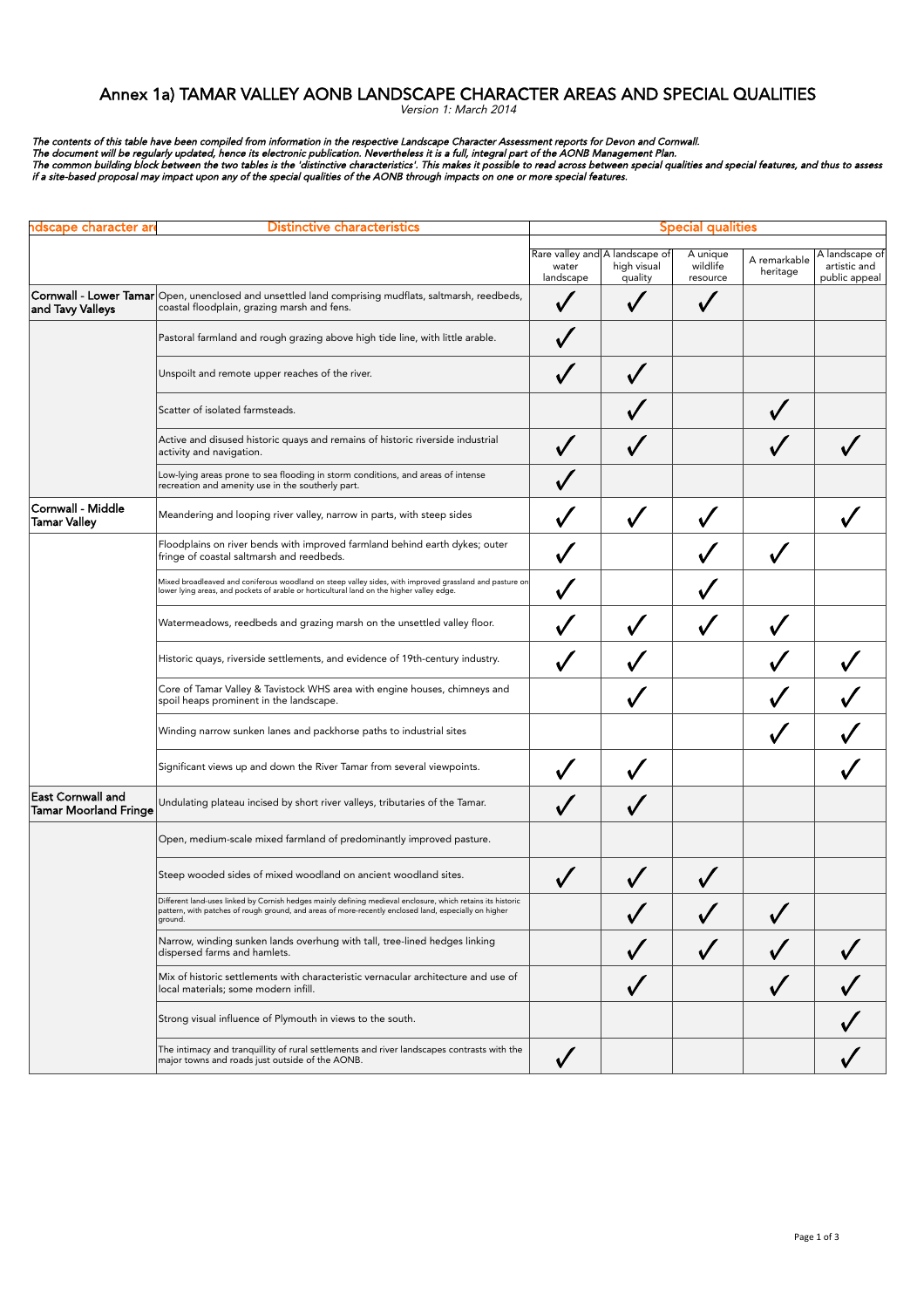# Annex 1a) TAMAR VALLEY AONB LANDSCAPE CHARACTER AREAS AND SPECIAL QUALITIES

*Version 1: March 2014*

*The contents of this table have been compiled from information in the respective Landscape Character Assessment reports for Devon and Cornwall.*
*The document will be regularly updated, hence its electronic publication. Nevertheless it is a full, integral part of the AONB Management Plan.*
*The common building block between the two tables is the 'distinctive characteristics'. This makes it possible to read across between special qualities and special features, and thus to assess if a site-based proposal may impact upon any of the special qualities of the AONB through impacts on one or more special features.*

| Landscape character area | Distinctive characteristics | Special qualities | | | | |
|---|---|---|---|---|---|---|
| | | Rare valley and water landscape | A landscape of high visual quality | A unique wildlife resource | A remarkable heritage | A landscape of artistic and public appeal |
| **Cornwall - Lower Tamar and Tavy Valleys** | Open, unenclosed and unsettled land comprising mudflats, saltmarsh, reedbeds, coastal floodplain, grazing marsh and fens. | ✓ | ✓ | ✓ | | |
| | Pastoral farmland and rough grazing above high tide line, with little arable. | ✓ | | | | |
| | Unspoilt and remote upper reaches of the river. | ✓ | ✓ | | | |
| | Scatter of isolated farmsteads. | | ✓ | | ✓ | |
| | Active and disused historic quays and remains of historic riverside industrial activity and navigation. | ✓ | ✓ | | ✓ | ✓ |
| | Low-lying areas prone to sea flooding in storm conditions, and areas of intense recreation and amenity use in the southerly part. | ✓ | | | | |
| **Cornwall - Middle Tamar Valley** | Meandering and looping river valley, narrow in parts, with steep sides | ✓ | ✓ | ✓ | | ✓ |
| | Floodplains on river bends with improved farmland behind earth dykes; outer fringe of coastal saltmarsh and reedbeds. | ✓ | | ✓ | ✓ | |
| | Mixed broadleaved and coniferous woodland on steep valley sides, with improved grassland and pasture on lower lying areas, and pockets of arable or horticultural land on the higher valley edge. | ✓ | | ✓ | | |
| | Watermeadows, reedbeds and grazing marsh on the unsettled valley floor. | ✓ | ✓ | ✓ | ✓ | |
| | Historic quays, riverside settlements, and evidence of 19th-century industry. | ✓ | ✓ | | ✓ | ✓ |
| | Core of Tamar Valley & Tavistock WHS area with engine houses, chimneys and spoil heaps prominent in the landscape. | | ✓ | | ✓ | ✓ |
| | Winding narrow sunken lanes and packhorse paths to industrial sites | | | | ✓ | ✓ |
| | Significant views up and down the River Tamar from several viewpoints. | ✓ | ✓ | | | ✓ |
| **East Cornwall and Tamar Moorland Fringe** | Undulating plateau incised by short river valleys, tributaries of the Tamar. | ✓ | ✓ | | | |
| | Open, medium-scale mixed farmland of predominantly improved pasture. | | | | | |
| | Steep wooded sides of mixed woodland on ancient woodland sites. | ✓ | ✓ | ✓ | | |
| | Different land-uses linked by Cornish hedges mainly defining medieval enclosure, which retains its historic pattern, with patches of rough ground, and areas of more-recently enclosed land, especially on higher ground. | | ✓ | ✓ | ✓ | |
| | Narrow, winding sunken lands overhung with tall, tree-lined hedges linking dispersed farms and hamlets. | | ✓ | ✓ | ✓ | ✓ |
| | Mix of historic settlements with characteristic vernacular architecture and use of local materials; some modern infill. | | ✓ | | ✓ | ✓ |
| | Strong visual influence of Plymouth in views to the south. | | | | | ✓ |
| | The intimacy and tranquillity of rural settlements and river landscapes contrasts with the major towns and roads just outside of the AONB. | ✓ | | | | ✓ |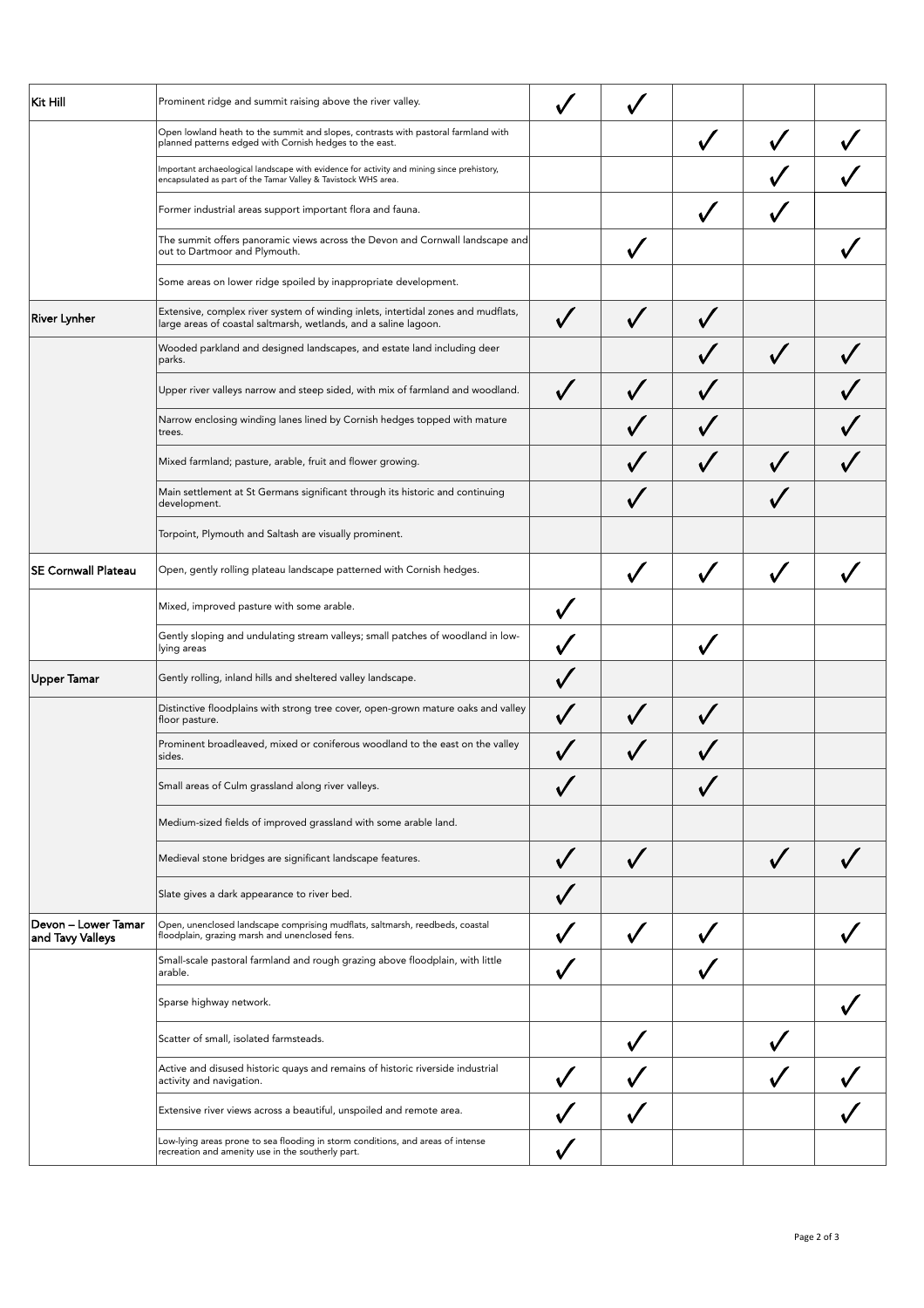| | | | | | | |
|---|---|---|---|---|---|---|
| **Kit Hill** | Prominent ridge and summit raising above the river valley. | ✓ | ✓ | | | |
| | Open lowland heath to the summit and slopes, contrasts with pastoral farmland with planned patterns edged with Cornish hedges to the east. | | | ✓ | ✓ | ✓ |
| | Important archaeological landscape with evidence for activity and mining since prehistory, encapsulated as part of the Tamar Valley & Tavistock WHS area. | | | | ✓ | ✓ |
| | Former industrial areas support important flora and fauna. | | | ✓ | ✓ | |
| | The summit offers panoramic views across the Devon and Cornwall landscape and out to Dartmoor and Plymouth. | | ✓ | | | ✓ |
| | Some areas on lower ridge spoiled by inappropriate development. | | | | | |
| **River Lynher** | Extensive, complex river system of winding inlets, intertidal zones and mudflats, large areas of coastal saltmarsh, wetlands, and a saline lagoon. | ✓ | ✓ | ✓ | | |
| | Wooded parkland and designed landscapes, and estate land including deer parks. | | | ✓ | ✓ | ✓ |
| | Upper river valleys narrow and steep sided, with mix of farmland and woodland. | ✓ | ✓ | ✓ | | ✓ |
| | Narrow enclosing winding lanes lined by Cornish hedges topped with mature trees. | | ✓ | ✓ | | ✓ |
| | Mixed farmland; pasture, arable, fruit and flower growing. | | ✓ | ✓ | ✓ | ✓ |
| | Main settlement at St Germans significant through its historic and continuing development. | | ✓ | | ✓ | |
| | Torpoint, Plymouth and Saltash are visually prominent. | | | | | |
| **SE Cornwall Plateau** | Open, gently rolling plateau landscape patterned with Cornish hedges. | | ✓ | ✓ | ✓ | ✓ |
| | Mixed, improved pasture with some arable. | ✓ | | | | |
| | Gently sloping and undulating stream valleys; small patches of woodland in low-lying areas | ✓ | | ✓ | | |
| **Upper Tamar** | Gently rolling, inland hills and sheltered valley landscape. | ✓ | | | | |
| | Distinctive floodplains with strong tree cover, open-grown mature oaks and valley floor pasture. | ✓ | ✓ | ✓ | | |
| | Prominent broadleaved, mixed or coniferous woodland to the east on the valley sides. | ✓ | ✓ | ✓ | | |
| | Small areas of Culm grassland along river valleys. | ✓ | | ✓ | | |
| | Medium-sized fields of improved grassland with some arable land. | | | | | |
| | Medieval stone bridges are significant landscape features. | ✓ | ✓ | | ✓ | ✓ |
| | Slate gives a dark appearance to river bed. | ✓ | | | | |
| **Devon – Lower Tamar and Tavy Valleys** | Open, unenclosed landscape comprising mudflats, saltmarsh, reedbeds, coastal floodplain, grazing marsh and unenclosed fens. | ✓ | ✓ | ✓ | | ✓ |
| | Small-scale pastoral farmland and rough grazing above floodplain, with little arable. | ✓ | | ✓ | | |
| | Sparse highway network. | | | | | ✓ |
| | Scatter of small, isolated farmsteads. | | ✓ | | ✓ | |
| | Active and disused historic quays and remains of historic riverside industrial activity and navigation. | ✓ | ✓ | | ✓ | ✓ |
| | Extensive river views across a beautiful, unspoiled and remote area. | ✓ | ✓ | | | ✓ |
| | Low-lying areas prone to sea flooding in storm conditions, and areas of intense recreation and amenity use in the southerly part. | ✓ | | | | |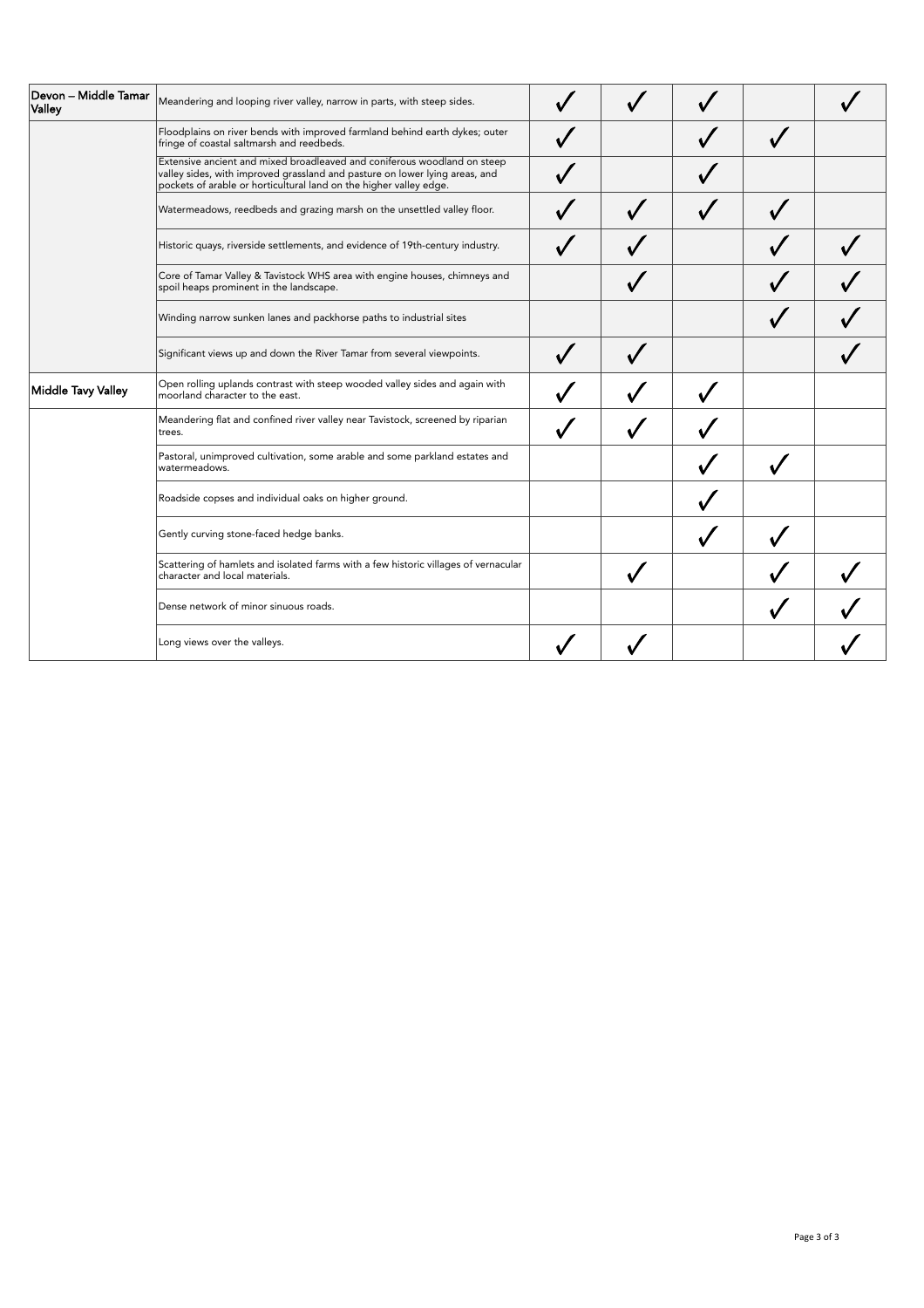| | | | | | | |
|---|---|---|---|---|---|---|
| Devon – Middle Tamar Valley | Meandering and looping river valley, narrow in parts, with steep sides. | ✓ | ✓ | ✓ | | ✓ |
| | Floodplains on river bends with improved farmland behind earth dykes; outer fringe of coastal saltmarsh and reedbeds. | ✓ | | ✓ | ✓ | |
| | Extensive ancient and mixed broadleaved and coniferous woodland on steep valley sides, with improved grassland and pasture on lower lying areas, and pockets of arable or horticultural land on the higher valley edge. | ✓ | | ✓ | | |
| | Watermeadows, reedbeds and grazing marsh on the unsettled valley floor. | ✓ | ✓ | ✓ | ✓ | |
| | Historic quays, riverside settlements, and evidence of 19th-century industry. | ✓ | ✓ | | ✓ | ✓ |
| | Core of Tamar Valley & Tavistock WHS area with engine houses, chimneys and spoil heaps prominent in the landscape. | | ✓ | | ✓ | ✓ |
| | Winding narrow sunken lanes and packhorse paths to industrial sites | | | | ✓ | ✓ |
| | Significant views up and down the River Tamar from several viewpoints. | ✓ | ✓ | | | ✓ |
| Middle Tavy Valley | Open rolling uplands contrast with steep wooded valley sides and again with moorland character to the east. | ✓ | ✓ | ✓ | | |
| | Meandering flat and confined river valley near Tavistock, screened by riparian trees. | ✓ | ✓ | ✓ | | |
| | Pastoral, unimproved cultivation, some arable and some parkland estates and watermeadows. | | | ✓ | ✓ | |
| | Roadside copses and individual oaks on higher ground. | | | ✓ | | |
| | Gently curving stone-faced hedge banks. | | | ✓ | ✓ | |
| | Scattering of hamlets and isolated farms with a few historic villages of vernacular character and local materials. | | ✓ | | ✓ | ✓ |
| | Dense network of minor sinuous roads. | | | | ✓ | ✓ |
| | Long views over the valleys. | ✓ | ✓ | | | ✓ |